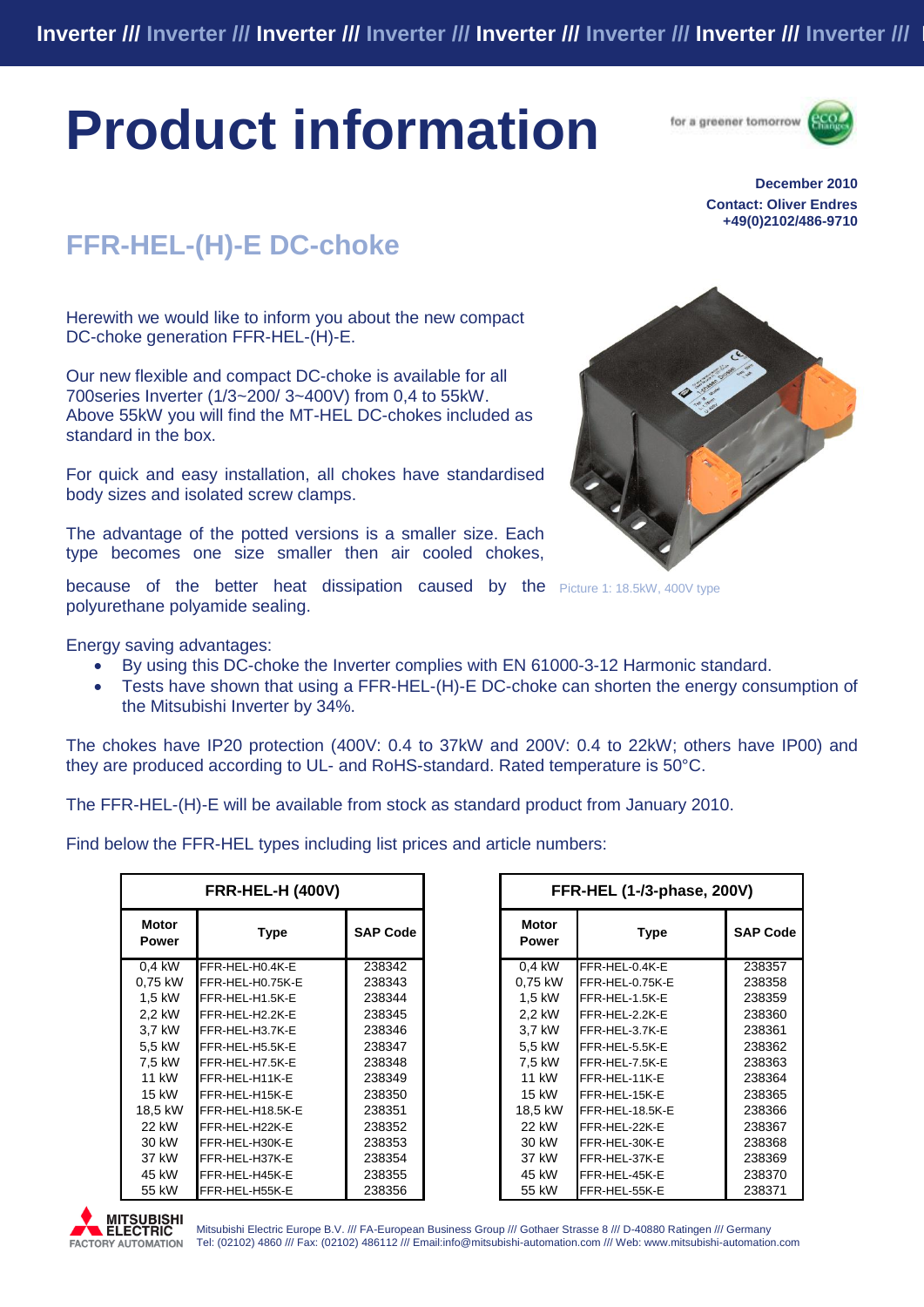# Product information

December 2010
Contact: Oliver Endres
+49(0)2102/486-9710

## FFR-HEL-(H)-E DC-choke

Herewith we would like to inform you about the new compact DC-choke generation FFR-HEL-(H)-E.

Our new flexible and compact DC-choke is available for all 700series Inverter (1/3~200/ 3~400V) from 0,4 to 55kW. Above 55kW you will find the MT-HEL DC-chokes included as standard in the box.

For quick and easy installation, all chokes have standardised body sizes and isolated screw clamps.

The advantage of the potted versions is a smaller size. Each type becomes one size smaller then air cooled chokes, because of the better heat dissipation caused by the polyurethane polyamide sealing.

Picture 1: 18.5kW, 400V type

Energy saving advantages:

- By using this DC-choke the Inverter complies with EN 61000-3-12 Harmonic standard.
- Tests have shown that using a FFR-HEL-(H)-E DC-choke can shorten the energy consumption of the Mitsubishi Inverter by 34%.

The chokes have IP20 protection (400V: 0.4 to 37kW and 200V: 0.4 to 22kW; others have IP00) and they are produced according to UL- and RoHS-standard. Rated temperature is 50°C.

The FFR-HEL-(H)-E will be available from stock as standard product from January 2010.

Find below the FFR-HEL types including list prices and article numbers:

| FRR-HEL-H (400V) | | |
|---|---|---|
| Motor Power | Type | SAP Code |
| 0,4 kW | FFR-HEL-H0.4K-E | 238342 |
| 0,75 kW | FFR-HEL-H0.75K-E | 238343 |
| 1,5 kW | FFR-HEL-H1.5K-E | 238344 |
| 2,2 kW | FFR-HEL-H2.2K-E | 238345 |
| 3,7 kW | FFR-HEL-H3.7K-E | 238346 |
| 5,5 kW | FFR-HEL-H5.5K-E | 238347 |
| 7,5 kW | FFR-HEL-H7.5K-E | 238348 |
| 11 kW | FFR-HEL-H11K-E | 238349 |
| 15 kW | FFR-HEL-H15K-E | 238350 |
| 18,5 kW | FFR-HEL-H18.5K-E | 238351 |
| 22 kW | FFR-HEL-H22K-E | 238352 |
| 30 kW | FFR-HEL-H30K-E | 238353 |
| 37 kW | FFR-HEL-H37K-E | 238354 |
| 45 kW | FFR-HEL-H45K-E | 238355 |
| 55 kW | FFR-HEL-H55K-E | 238356 |

| FFR-HEL (1-/3-phase, 200V) | | |
|---|---|---|
| Motor Power | Type | SAP Code |
| 0,4 kW | FFR-HEL-0.4K-E | 238357 |
| 0,75 kW | FFR-HEL-0.75K-E | 238358 |
| 1,5 kW | FFR-HEL-1.5K-E | 238359 |
| 2,2 kW | FFR-HEL-2.2K-E | 238360 |
| 3,7 kW | FFR-HEL-3.7K-E | 238361 |
| 5,5 kW | FFR-HEL-5.5K-E | 238362 |
| 7,5 kW | FFR-HEL-7.5K-E | 238363 |
| 11 kW | FFR-HEL-11K-E | 238364 |
| 15 kW | FFR-HEL-15K-E | 238365 |
| 18,5 kW | FFR-HEL-18.5K-E | 238366 |
| 22 kW | FFR-HEL-22K-E | 238367 |
| 30 kW | FFR-HEL-30K-E | 238368 |
| 37 kW | FFR-HEL-37K-E | 238369 |
| 45 kW | FFR-HEL-45K-E | 238370 |
| 55 kW | FFR-HEL-55K-E | 238371 |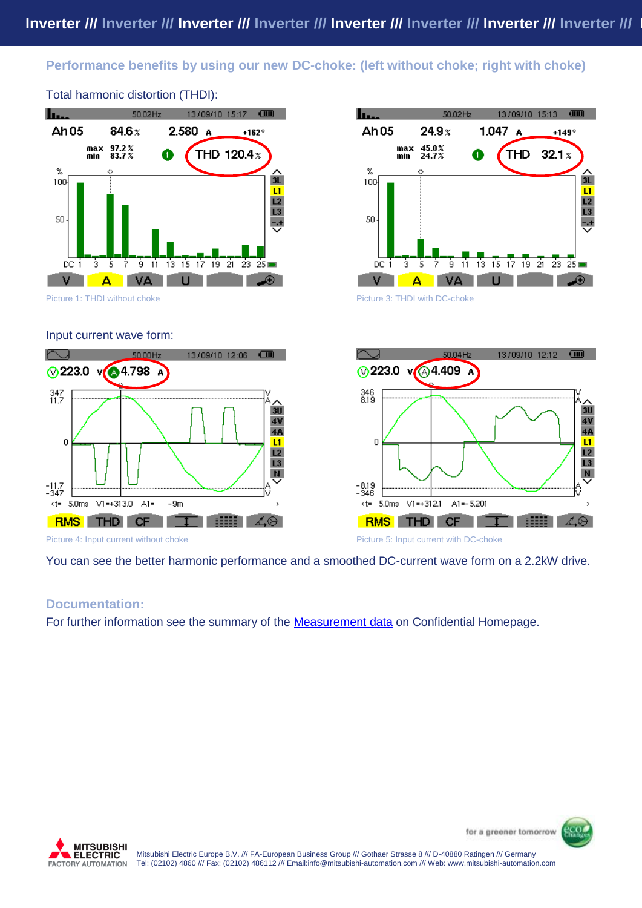## Performance benefits by using our new DC-choke: (left without choke; right with choke)

### Total harmonic distortion (THDI):

Picture 1: THDI without choke

Picture 3: THDI with DC-choke

### Input current wave form:

Picture 4: Input current without choke

Picture 5: Input current with DC-choke

You can see the better harmonic performance and a smoothed DC-current wave form on a 2.2kW drive.

## Documentation:

For further information see the summary of the Measurement data on Confidential Homepage.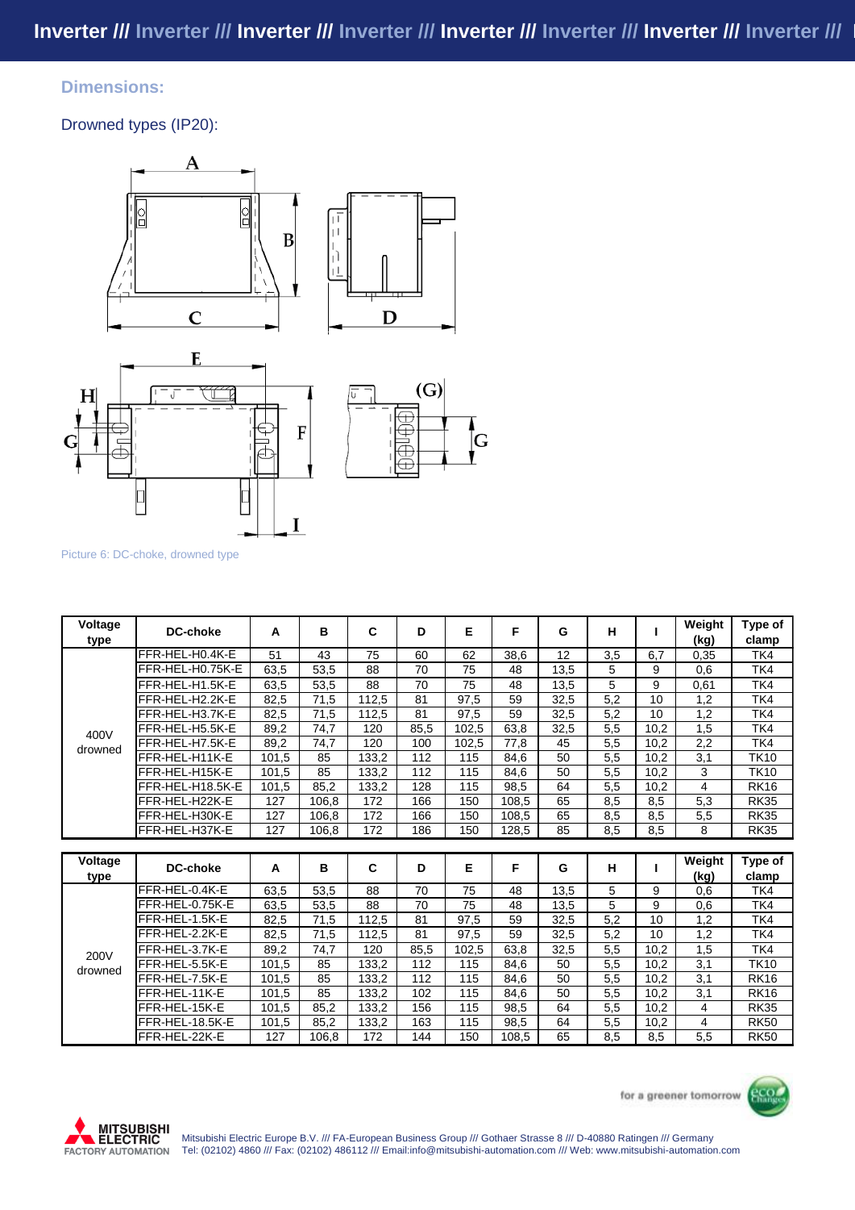## Dimensions:

Drowned types (IP20):

Picture 6: DC-choke, drowned type

| Voltage type | DC-choke | A | B | C | D | E | F | G | H | I | Weight (kg) | Type of clamp |
|---|---|---|---|---|---|---|---|---|---|---|---|---|
| 400V drowned | FFR-HEL-H0.4K-E | 51 | 43 | 75 | 60 | 62 | 38,6 | 12 | 3,5 | 6,7 | 0,35 | TK4 |
| | FFR-HEL-H0.75K-E | 63,5 | 53,5 | 88 | 70 | 75 | 48 | 13,5 | 5 | 9 | 0,6 | TK4 |
| | FFR-HEL-H1.5K-E | 63,5 | 53,5 | 88 | 70 | 75 | 48 | 13,5 | 5 | 9 | 0,61 | TK4 |
| | FFR-HEL-H2.2K-E | 82,5 | 71,5 | 112,5 | 81 | 97,5 | 59 | 32,5 | 5,2 | 10 | 1,2 | TK4 |
| | FFR-HEL-H3.7K-E | 82,5 | 71,5 | 112,5 | 81 | 97,5 | 59 | 32,5 | 5,2 | 10 | 1,2 | TK4 |
| | FFR-HEL-H5.5K-E | 89,2 | 74,7 | 120 | 85,5 | 102,5 | 63,8 | 32,5 | 5,5 | 10,2 | 1,5 | TK4 |
| | FFR-HEL-H7.5K-E | 89,2 | 74,7 | 120 | 100 | 102,5 | 77,8 | 45 | 5,5 | 10,2 | 2,2 | TK4 |
| | FFR-HEL-H11K-E | 101,5 | 85 | 133,2 | 112 | 115 | 84,6 | 50 | 5,5 | 10,2 | 3,1 | TK10 |
| | FFR-HEL-H15K-E | 101,5 | 85 | 133,2 | 112 | 115 | 84,6 | 50 | 5,5 | 10,2 | 3 | TK10 |
| | FFR-HEL-H18.5K-E | 101,5 | 85,2 | 133,2 | 128 | 115 | 98,5 | 64 | 5,5 | 10,2 | 4 | RK16 |
| | FFR-HEL-H22K-E | 127 | 106,8 | 172 | 166 | 150 | 108,5 | 65 | 8,5 | 8,5 | 5,3 | RK35 |
| | FFR-HEL-H30K-E | 127 | 106,8 | 172 | 166 | 150 | 108,5 | 65 | 8,5 | 8,5 | 5,5 | RK35 |
| | FFR-HEL-H37K-E | 127 | 106,8 | 172 | 186 | 150 | 128,5 | 85 | 8,5 | 8,5 | 8 | RK35 |

| Voltage type | DC-choke | A | B | C | D | E | F | G | H | I | Weight (kg) | Type of clamp |
|---|---|---|---|---|---|---|---|---|---|---|---|---|
| 200V drowned | FFR-HEL-0.4K-E | 63,5 | 53,5 | 88 | 70 | 75 | 48 | 13,5 | 5 | 9 | 0,6 | TK4 |
| | FFR-HEL-0.75K-E | 63,5 | 53,5 | 88 | 70 | 75 | 48 | 13,5 | 5 | 9 | 0,6 | TK4 |
| | FFR-HEL-1.5K-E | 82,5 | 71,5 | 112,5 | 81 | 97,5 | 59 | 32,5 | 5,2 | 10 | 1,2 | TK4 |
| | FFR-HEL-2.2K-E | 82,5 | 71,5 | 112,5 | 81 | 97,5 | 59 | 32,5 | 5,2 | 10 | 1,2 | TK4 |
| | FFR-HEL-3.7K-E | 89,2 | 74,7 | 120 | 85,5 | 102,5 | 63,8 | 32,5 | 5,5 | 10,2 | 1,5 | TK4 |
| | FFR-HEL-5.5K-E | 101,5 | 85 | 133,2 | 112 | 115 | 84,6 | 50 | 5,5 | 10,2 | 3,1 | TK10 |
| | FFR-HEL-7.5K-E | 101,5 | 85 | 133,2 | 112 | 115 | 84,6 | 50 | 5,5 | 10,2 | 3,1 | RK16 |
| | FFR-HEL-11K-E | 101,5 | 85 | 133,2 | 102 | 115 | 84,6 | 50 | 5,5 | 10,2 | 3,1 | RK16 |
| | FFR-HEL-15K-E | 101,5 | 85,2 | 133,2 | 156 | 115 | 98,5 | 64 | 5,5 | 10,2 | 4 | RK35 |
| | FFR-HEL-18.5K-E | 101,5 | 85,2 | 133,2 | 163 | 115 | 98,5 | 64 | 5,5 | 10,2 | 4 | RK50 |
| | FFR-HEL-22K-E | 127 | 106,8 | 172 | 144 | 150 | 108,5 | 65 | 8,5 | 8,5 | 5,5 | RK50 |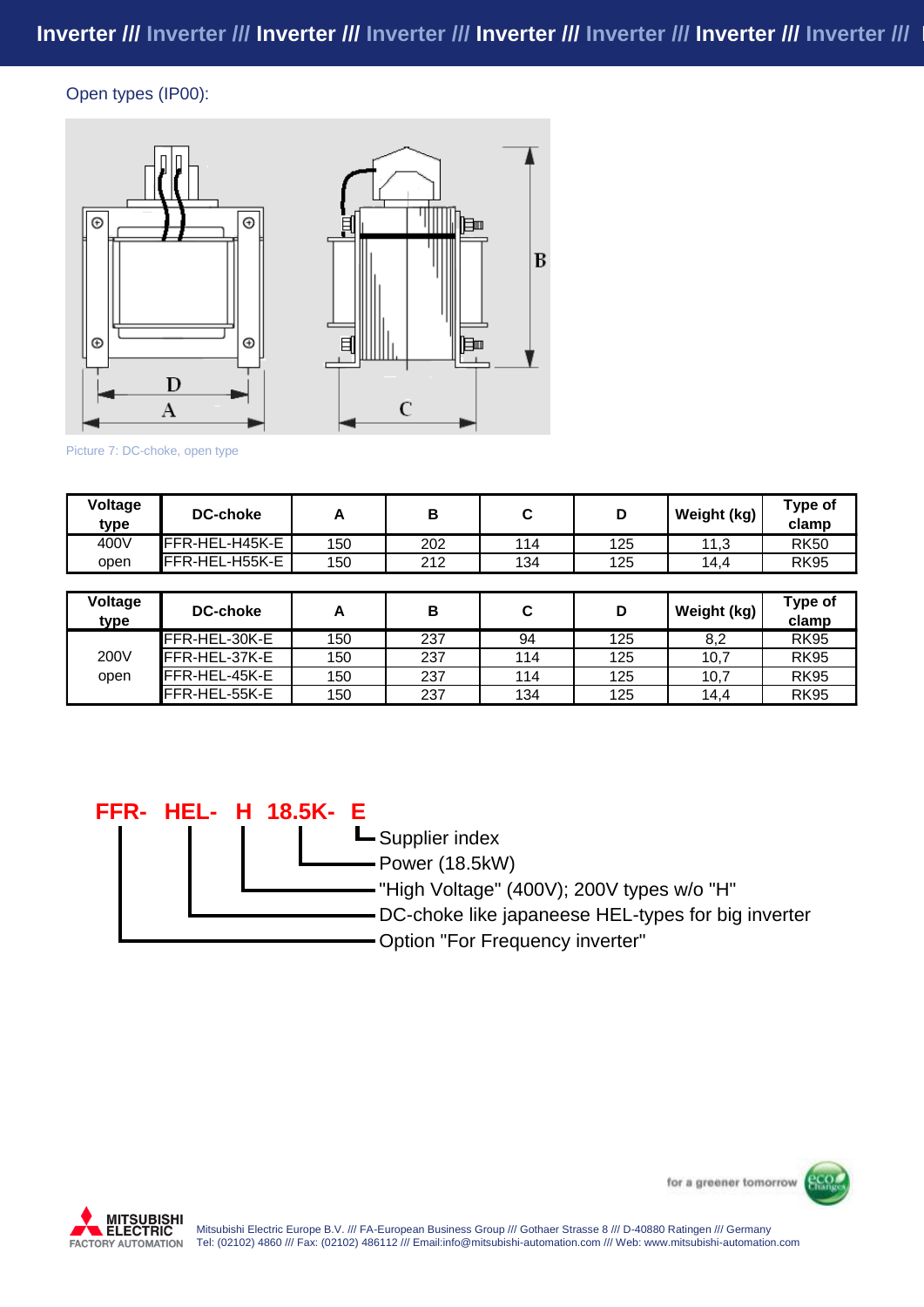Open types (IP00):

Picture 7: DC-choke, open type

| Voltage type | DC-choke | A | B | C | D | Weight (kg) | Type of clamp |
|---|---|---|---|---|---|---|---|
| 400V open | FFR-HEL-H45K-E | 150 | 202 | 114 | 125 | 11,3 | RK50 |
| | FFR-HEL-H55K-E | 150 | 212 | 134 | 125 | 14,4 | RK95 |

| Voltage type | DC-choke | A | B | C | D | Weight (kg) | Type of clamp |
|---|---|---|---|---|---|---|---|
| 200V open | FFR-HEL-30K-E | 150 | 237 | 94 | 125 | 8,2 | RK95 |
| | FFR-HEL-37K-E | 150 | 237 | 114 | 125 | 10,7 | RK95 |
| | FFR-HEL-45K-E | 150 | 237 | 114 | 125 | 10,7 | RK95 |
| | FFR-HEL-55K-E | 150 | 237 | 134 | 125 | 14,4 | RK95 |

**FFR- HEL- H 18.5K- E**

- E: Supplier index
- 18.5K: Power (18.5kW)
- H: "High Voltage" (400V); 200V types w/o "H"
- HEL: DC-choke like japaneese HEL-types for big inverter
- FFR: Option "For Frequency inverter"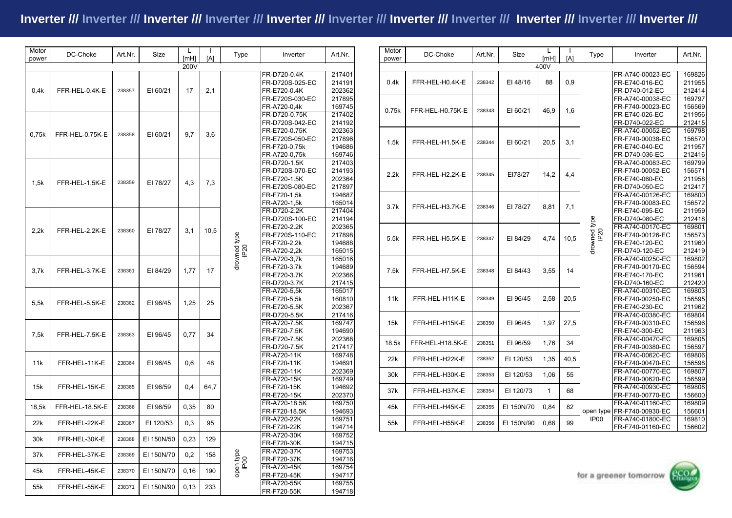# Inverter /// Inverter /// Inverter /// Inverter /// Inverter /// Inverter /// Inverter /// Inverter /// Inverter /// Inverter /// Inverter ///

| Motor power | DC-Choke | Art.Nr. | Size | L [mH] | I [A] | Type | Inverter | Art.Nr. |
|---|---|---|---|---|---|---|---|---|
| | | | | 200V | | | | |
| 0,4k | FFR-HEL-0.4K-E | 238357 | EI 60/21 | 17 | 2,1 | drowned type IP20 | FR-D720-0.4K<br>FR-D720S-025-EC<br>FR-E720-0.4K<br>FR-E720S-030-EC<br>FR-A720-0,4k | 217401<br>214191<br>202362<br>217895<br>169745 |
| 0,75k | FFR-HEL-0.75K-E | 238358 | EI 60/21 | 9,7 | 3,6 | drowned type IP20 | FR-D720-0.75K<br>FR-D720S-042-EC<br>FR-E720-0.75K<br>FR-E720S-050-EC<br>FR-F720-0,75k<br>FR-A720-0,75k | 217402<br>214192<br>202363<br>217896<br>194686<br>169746 |
| 1,5k | FFR-HEL-1.5K-E | 238359 | EI 78/27 | 4,3 | 7,3 | drowned type IP20 | FR-D720-1.5K<br>FR-D720S-070-EC<br>FR-E720-1.5K<br>FR-E720S-080-EC<br>FR-F720-1,5k<br>FR-A720-1,5k | 217403<br>214193<br>202364<br>217897<br>194687<br>165014 |
| 2,2k | FFR-HEL-2.2K-E | 238360 | EI 78/27 | 3,1 | 10,5 | drowned type IP20 | FR-D720-2.2K<br>FR-D720S-100-EC<br>FR-E720-2.2K<br>FR-E720S-110-EC<br>FR-F720-2,2k<br>FR-A720-2,2k | 217404<br>214194<br>202365<br>217898<br>194688<br>165015 |
| 3,7k | FFR-HEL-3.7K-E | 238361 | EI 84/29 | 1,77 | 17 | drowned type IP20 | FR-A720-3,7k<br>FR-F720-3,7k<br>FR-E720-3.7K<br>FR-D720-3.7K | 165016<br>194689<br>202366<br>217415 |
| 5,5k | FFR-HEL-5.5K-E | 238362 | EI 96/45 | 1,25 | 25 | drowned type IP20 | FR-A720-5,5k<br>FR-F720-5,5k<br>FR-E720-5.5K<br>FR-D720-5.5K | 165017<br>160810<br>202367<br>217416 |
| 7,5k | FFR-HEL-7.5K-E | 238363 | EI 96/45 | 0,77 | 34 | drowned type IP20 | FR-A720-7.5K<br>FR-F720-7.5K<br>FR-E720-7.5K<br>FR-D720-7.5K | 169747<br>194690<br>202368<br>217417 |
| 11k | FFR-HEL-11K-E | 238364 | EI 96/45 | 0,6 | 48 | drowned type IP20 | FR-A720-11K<br>FR-F720-11K<br>FR-E720-11K | 169748<br>194691<br>202369 |
| 15k | FFR-HEL-15K-E | 238365 | EI 96/59 | 0,4 | 64,7 | drowned type IP20 | FR-A720-15K<br>FR-F720-15K<br>FR-E720-15K | 169749<br>194692<br>202370 |
| 18,5k | FFR-HEL-18.5K-E | 238366 | EI 96/59 | 0,35 | 80 | drowned type IP20 | FR-A720-18.5K<br>FR-F720-18.5K | 169750<br>194693 |
| 22k | FFR-HEL-22K-E | 238367 | EI 120/53 | 0,3 | 95 | drowned type IP20 | FR-A720-22K<br>FR-F720-22K | 169751<br>194714 |
| 30k | FFR-HEL-30K-E | 238368 | EI 150N/50 | 0,23 | 129 | open type IP00 | FR-A720-30K<br>FR-F720-30K | 169752<br>194715 |
| 37k | FFR-HEL-37K-E | 238369 | EI 150N/70 | 0,2 | 158 | open type IP00 | FR-A720-37K<br>FR-F720-37K | 169753<br>194716 |
| 45k | FFR-HEL-45K-E | 238370 | EI 150N/70 | 0,16 | 190 | open type IP00 | FR-A720-45K<br>FR-F720-45K | 169754<br>194717 |
| 55k | FFR-HEL-55K-E | 238371 | EI 150N/90 | 0,13 | 233 | open type IP00 | FR-A720-55K<br>FR-F720-55K | 169755<br>194718 |

| Motor power | DC-Choke | Art.Nr. | Size | L [mH] | I [A] | Type | Inverter | Art.Nr. |
|---|---|---|---|---|---|---|---|---|
| | | | | 400V | | | | |
| 0.4k | FFR-HEL-H0.4K-E | 238342 | EI 48/16 | 88 | 0,9 | drowned type IP20 | FR-A740-00023-EC<br>FR-E740-016-EC<br>FR-D740-012-EC | 169826<br>211955<br>212414 |
| 0.75k | FFR-HEL-H0.75K-E | 238343 | EI 60/21 | 46,9 | 1,6 | drowned type IP20 | FR-A740-00038-EC<br>FR-F740-00023-EC<br>FR-E740-026-EC<br>FR-D740-022-EC | 169797<br>156569<br>211956<br>212415 |
| 1.5k | FFR-HEL-H1.5K-E | 238344 | EI 60/21 | 20,5 | 3,1 | drowned type IP20 | FR-A740-00052-EC<br>FR-F740-00038-EC<br>FR-E740-040-EC<br>FR-D740-036-EC | 169798<br>156570<br>211957<br>212416 |
| 2.2k | FFR-HEL-H2.2K-E | 238345 | EI78/27 | 14,2 | 4,4 | drowned type IP20 | FR-A740-00083-EC<br>FR-F740-00052-EC<br>FR-E740-060-EC<br>FR-D740-050-EC | 169799<br>156571<br>211958<br>212417 |
| 3.7k | FFR-HEL-H3.7K-E | 238346 | EI 78/27 | 8,81 | 7,1 | drowned type IP20 | FR-A740-00126-EC<br>FR-F740-00083-EC<br>FR-E740-095-EC<br>FR-D740-080-EC | 169800<br>156572<br>211959<br>212418 |
| 5.5k | FFR-HEL-H5.5K-E | 238347 | EI 84/29 | 4,74 | 10,5 | drowned type IP20 | FR-A740-00170-EC<br>FR-F740-00126-EC<br>FR-E740-120-EC<br>FR-D740-120-EC | 169801<br>156573<br>211960<br>212419 |
| 7.5k | FFR-HEL-H7.5K-E | 238348 | EI 84/43 | 3,55 | 14 | drowned type IP20 | FR-A740-00250-EC<br>FR-F740-00170-EC<br>FR-E740-170-EC<br>FR-D740-160-EC | 169802<br>156594<br>211961<br>212420 |
| 11k | FFR-HEL-H11K-E | 238349 | EI 96/45 | 2,58 | 20,5 | drowned type IP20 | FR-A740-00310-EC<br>FR-F740-00250-EC<br>FR-E740-230-EC | 169803<br>156595<br>211962 |
| 15k | FFR-HEL-H15K-E | 238350 | EI 96/45 | 1,97 | 27,5 | drowned type IP20 | FR-A740-00380-EC<br>FR-F740-00310-EC<br>FR-E740-300-EC | 169804<br>156596<br>211963 |
| 18.5k | FFR-HEL-H18.5K-E | 238351 | EI 96/59 | 1,76 | 34 | drowned type IP20 | FR-A740-00470-EC<br>FR-F740-00380-EC | 169805<br>156597 |
| 22k | FFR-HEL-H22K-E | 238352 | EI 120/53 | 1,35 | 40,5 | drowned type IP20 | FR-A740-00620-EC<br>FR-F740-00470-EC | 169806<br>156598 |
| 30k | FFR-HEL-H30K-E | 238353 | EI 120/53 | 1,06 | 55 | drowned type IP20 | FR-A740-00770-EC<br>FR-F740-00620-EC | 169807<br>156599 |
| 37k | FFR-HEL-H37K-E | 238354 | EI 120/73 | 1 | 68 | drowned type IP20 | FR-A740-00930-EC<br>FR-F740-00770-EC | 169808<br>156600 |
| 45k | FFR-HEL-H45K-E | 238355 | EI 150N/70 | 0,84 | 82 | open type IP00 | FR-A740-01160-EC<br>FR-F740-00930-EC | 169809<br>156601 |
| 55k | FFR-HEL-H55K-E | 238356 | EI 150N/90 | 0,68 | 99 | open type IP00 | FR-A740-01800-EC<br>FR-F740-01160-EC | 169810<br>156602 |

for a greener tomorrow